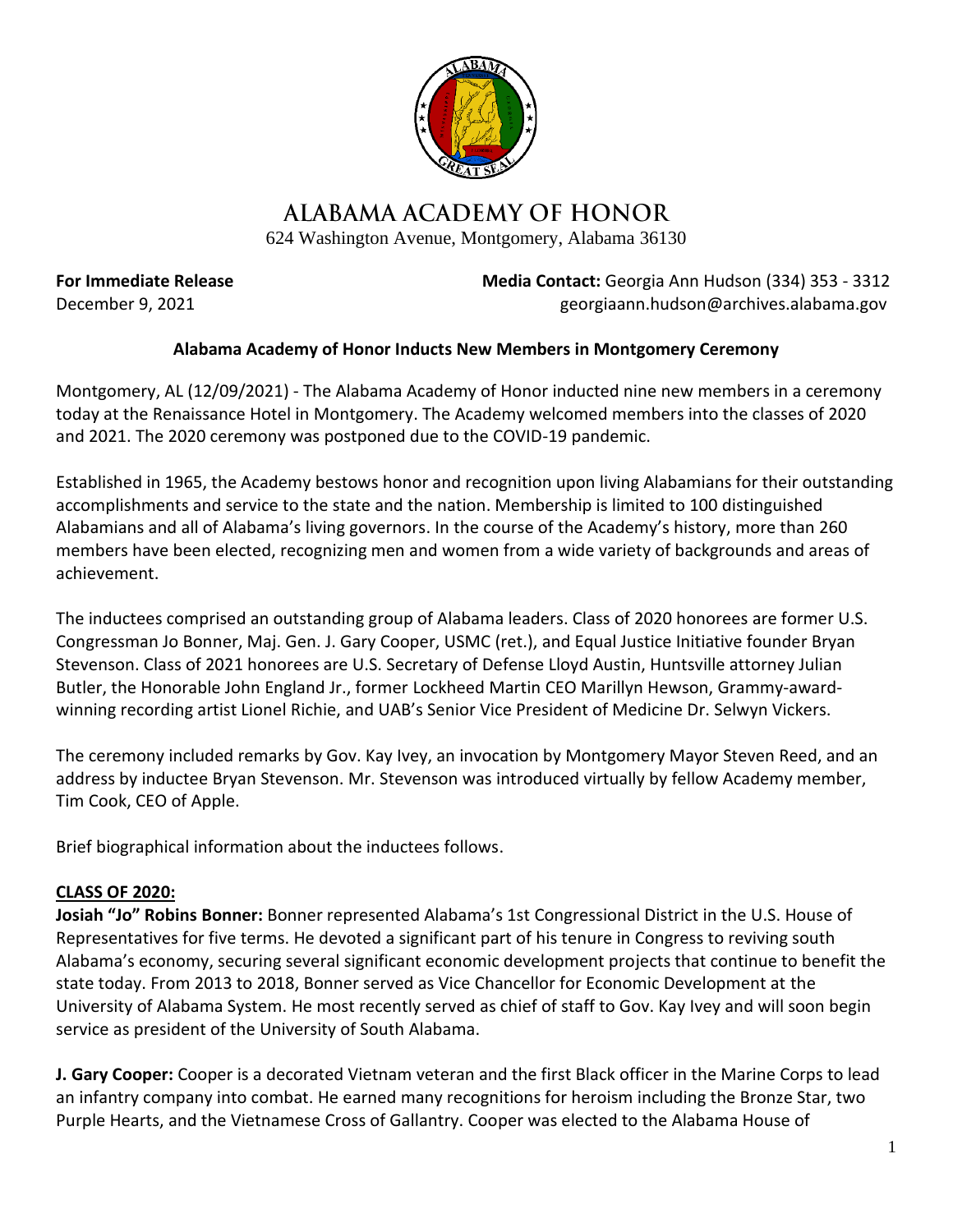# ALABAMA ACADEMY OF HONOR

624 Washington Avenue, Montgomery, Alabama 36130

**For Immediate Release**
December 9, 2021

**Media Contact:** Georgia Ann Hudson (334) 353 - 3312
georgiaann.hudson@archives.alabama.gov

**Alabama Academy of Honor Inducts New Members in Montgomery Ceremony**

Montgomery, AL (12/09/2021) - The Alabama Academy of Honor inducted nine new members in a ceremony today at the Renaissance Hotel in Montgomery. The Academy welcomed members into the classes of 2020 and 2021. The 2020 ceremony was postponed due to the COVID-19 pandemic.

Established in 1965, the Academy bestows honor and recognition upon living Alabamians for their outstanding accomplishments and service to the state and the nation. Membership is limited to 100 distinguished Alabamians and all of Alabama's living governors. In the course of the Academy's history, more than 260 members have been elected, recognizing men and women from a wide variety of backgrounds and areas of achievement.

The inductees comprised an outstanding group of Alabama leaders. Class of 2020 honorees are former U.S. Congressman Jo Bonner, Maj. Gen. J. Gary Cooper, USMC (ret.), and Equal Justice Initiative founder Bryan Stevenson. Class of 2021 honorees are U.S. Secretary of Defense Lloyd Austin, Huntsville attorney Julian Butler, the Honorable John England Jr., former Lockheed Martin CEO Marillyn Hewson, Grammy-award-winning recording artist Lionel Richie, and UAB's Senior Vice President of Medicine Dr. Selwyn Vickers.

The ceremony included remarks by Gov. Kay Ivey, an invocation by Montgomery Mayor Steven Reed, and an address by inductee Bryan Stevenson. Mr. Stevenson was introduced virtually by fellow Academy member, Tim Cook, CEO of Apple.

Brief biographical information about the inductees follows.

## CLASS OF 2020:

**Josiah "Jo" Robins Bonner:** Bonner represented Alabama's 1st Congressional District in the U.S. House of Representatives for five terms. He devoted a significant part of his tenure in Congress to reviving south Alabama's economy, securing several significant economic development projects that continue to benefit the state today. From 2013 to 2018, Bonner served as Vice Chancellor for Economic Development at the University of Alabama System. He most recently served as chief of staff to Gov. Kay Ivey and will soon begin service as president of the University of South Alabama.

**J. Gary Cooper:** Cooper is a decorated Vietnam veteran and the first Black officer in the Marine Corps to lead an infantry company into combat. He earned many recognitions for heroism including the Bronze Star, two Purple Hearts, and the Vietnamese Cross of Gallantry. Cooper was elected to the Alabama House of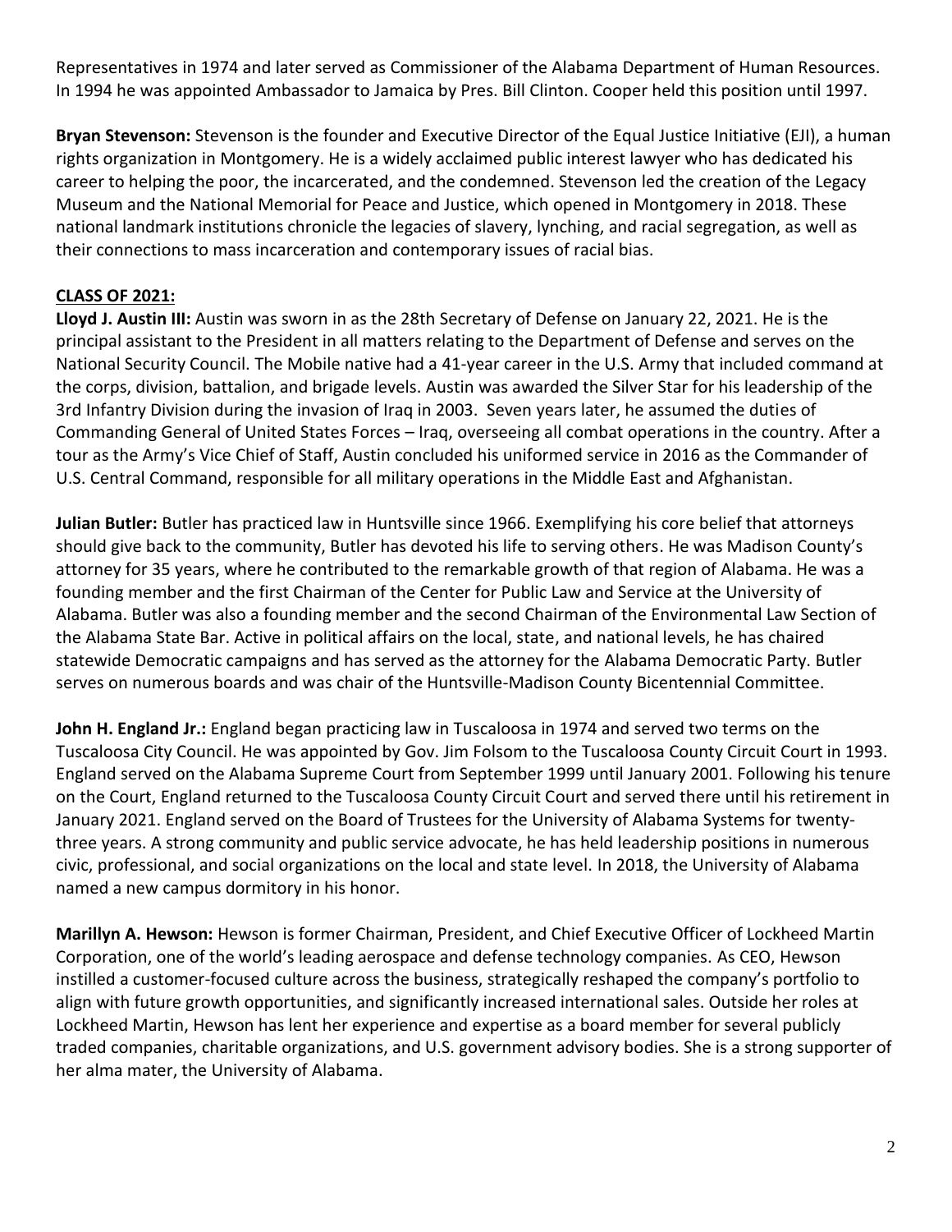Representatives in 1974 and later served as Commissioner of the Alabama Department of Human Resources. In 1994 he was appointed Ambassador to Jamaica by Pres. Bill Clinton. Cooper held this position until 1997.

**Bryan Stevenson:** Stevenson is the founder and Executive Director of the Equal Justice Initiative (EJI), a human rights organization in Montgomery. He is a widely acclaimed public interest lawyer who has dedicated his career to helping the poor, the incarcerated, and the condemned. Stevenson led the creation of the Legacy Museum and the National Memorial for Peace and Justice, which opened in Montgomery in 2018. These national landmark institutions chronicle the legacies of slavery, lynching, and racial segregation, as well as their connections to mass incarceration and contemporary issues of racial bias.

**CLASS OF 2021:**

**Lloyd J. Austin III:** Austin was sworn in as the 28th Secretary of Defense on January 22, 2021. He is the principal assistant to the President in all matters relating to the Department of Defense and serves on the National Security Council. The Mobile native had a 41-year career in the U.S. Army that included command at the corps, division, battalion, and brigade levels. Austin was awarded the Silver Star for his leadership of the 3rd Infantry Division during the invasion of Iraq in 2003. Seven years later, he assumed the duties of Commanding General of United States Forces – Iraq, overseeing all combat operations in the country. After a tour as the Army's Vice Chief of Staff, Austin concluded his uniformed service in 2016 as the Commander of U.S. Central Command, responsible for all military operations in the Middle East and Afghanistan.

**Julian Butler:** Butler has practiced law in Huntsville since 1966. Exemplifying his core belief that attorneys should give back to the community, Butler has devoted his life to serving others. He was Madison County's attorney for 35 years, where he contributed to the remarkable growth of that region of Alabama. He was a founding member and the first Chairman of the Center for Public Law and Service at the University of Alabama. Butler was also a founding member and the second Chairman of the Environmental Law Section of the Alabama State Bar. Active in political affairs on the local, state, and national levels, he has chaired statewide Democratic campaigns and has served as the attorney for the Alabama Democratic Party. Butler serves on numerous boards and was chair of the Huntsville-Madison County Bicentennial Committee.

**John H. England Jr.:** England began practicing law in Tuscaloosa in 1974 and served two terms on the Tuscaloosa City Council. He was appointed by Gov. Jim Folsom to the Tuscaloosa County Circuit Court in 1993. England served on the Alabama Supreme Court from September 1999 until January 2001. Following his tenure on the Court, England returned to the Tuscaloosa County Circuit Court and served there until his retirement in January 2021. England served on the Board of Trustees for the University of Alabama Systems for twenty-three years. A strong community and public service advocate, he has held leadership positions in numerous civic, professional, and social organizations on the local and state level. In 2018, the University of Alabama named a new campus dormitory in his honor.

**Marillyn A. Hewson:** Hewson is former Chairman, President, and Chief Executive Officer of Lockheed Martin Corporation, one of the world's leading aerospace and defense technology companies. As CEO, Hewson instilled a customer-focused culture across the business, strategically reshaped the company's portfolio to align with future growth opportunities, and significantly increased international sales. Outside her roles at Lockheed Martin, Hewson has lent her experience and expertise as a board member for several publicly traded companies, charitable organizations, and U.S. government advisory bodies. She is a strong supporter of her alma mater, the University of Alabama.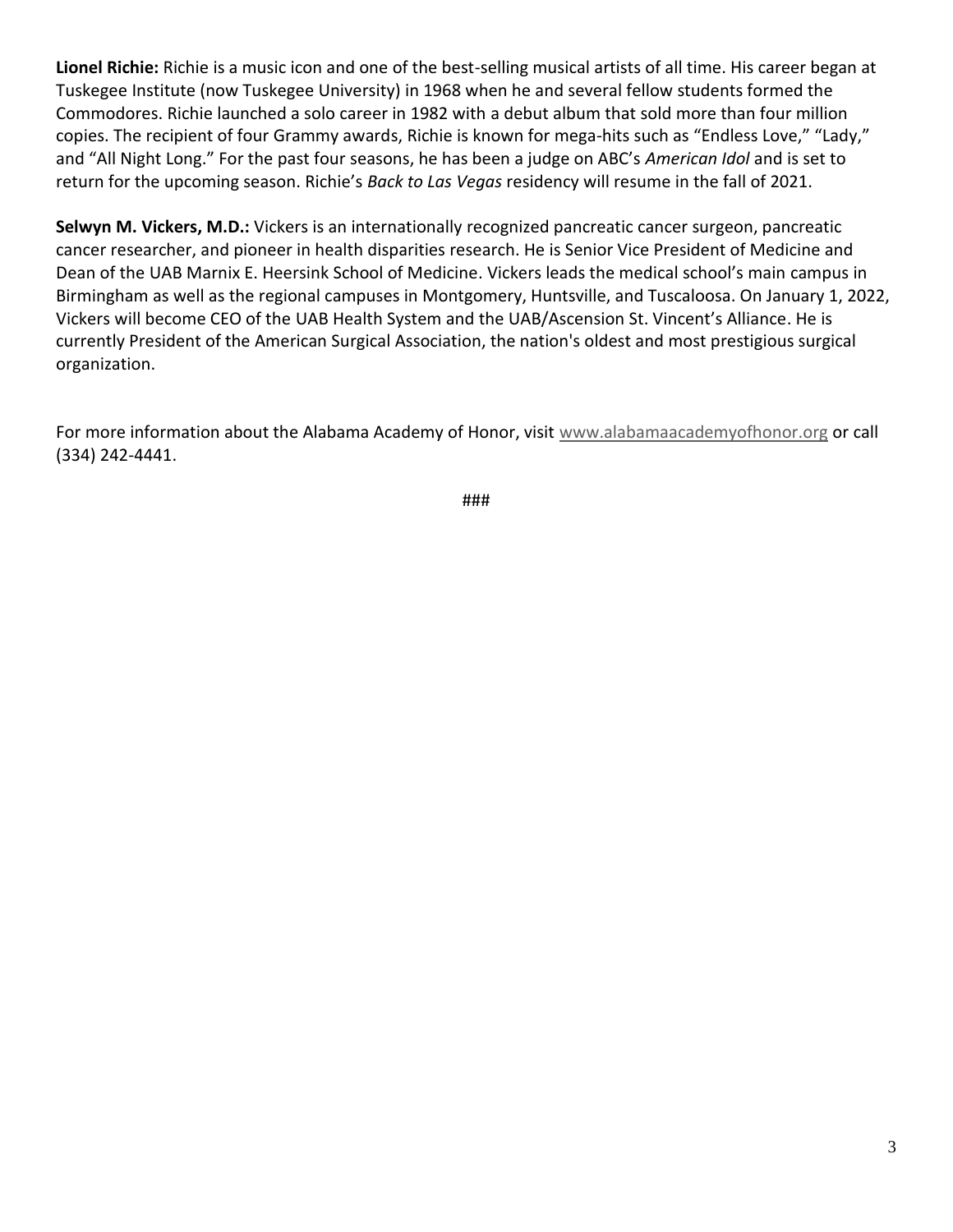**Lionel Richie:** Richie is a music icon and one of the best-selling musical artists of all time. His career began at Tuskegee Institute (now Tuskegee University) in 1968 when he and several fellow students formed the Commodores. Richie launched a solo career in 1982 with a debut album that sold more than four million copies. The recipient of four Grammy awards, Richie is known for mega-hits such as "Endless Love," "Lady," and "All Night Long." For the past four seasons, he has been a judge on ABC's *American Idol* and is set to return for the upcoming season. Richie's *Back to Las Vegas* residency will resume in the fall of 2021.

**Selwyn M. Vickers, M.D.:** Vickers is an internationally recognized pancreatic cancer surgeon, pancreatic cancer researcher, and pioneer in health disparities research. He is Senior Vice President of Medicine and Dean of the UAB Marnix E. Heersink School of Medicine. Vickers leads the medical school's main campus in Birmingham as well as the regional campuses in Montgomery, Huntsville, and Tuscaloosa. On January 1, 2022, Vickers will become CEO of the UAB Health System and the UAB/Ascension St. Vincent's Alliance. He is currently President of the American Surgical Association, the nation's oldest and most prestigious surgical organization.

For more information about the Alabama Academy of Honor, visit www.alabamaacademyofhonor.org or call (334) 242-4441.

###